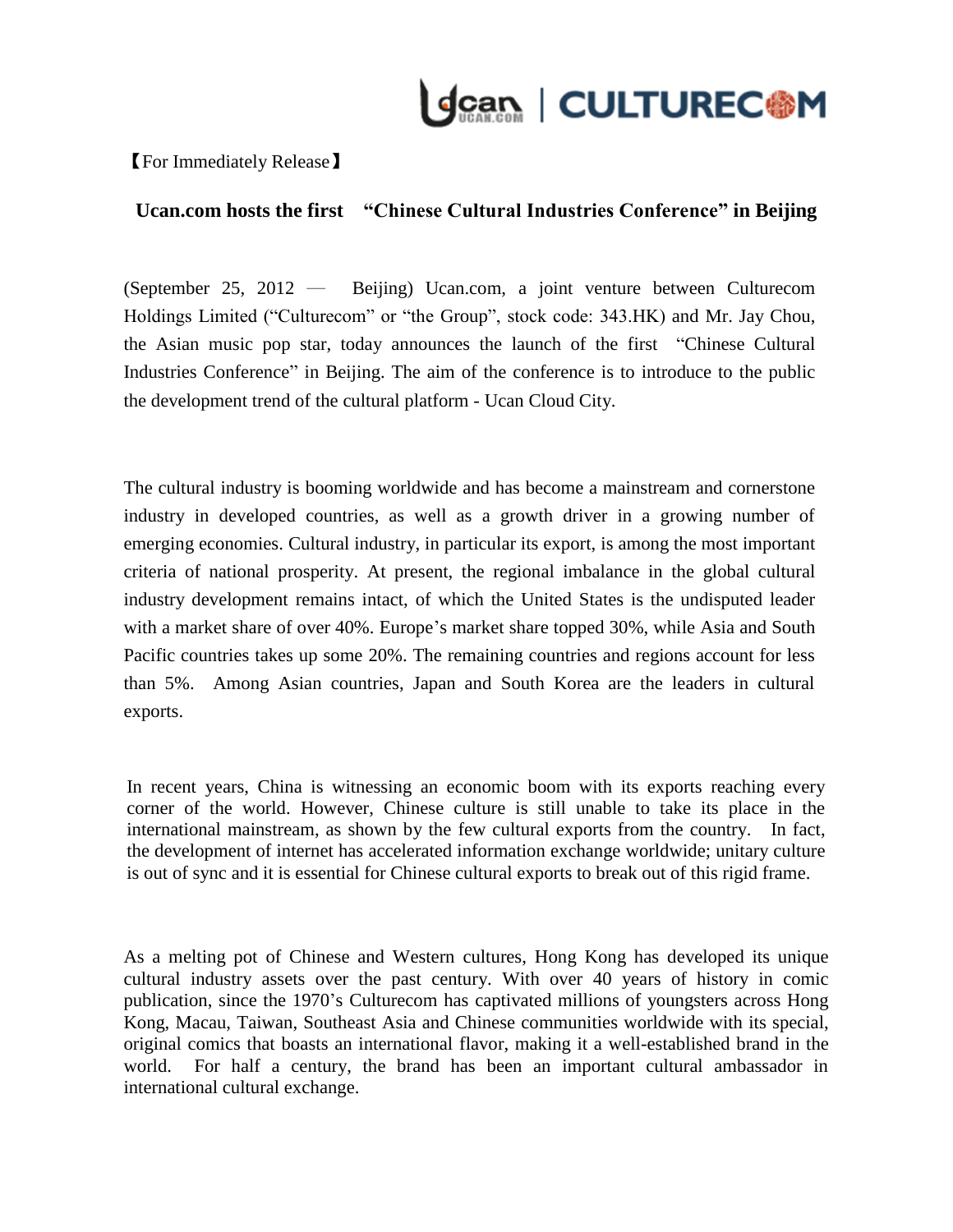【For Immediately Release】

## Ucan.com hosts the first "Chinese Cultural Industries Conference" in Beijing

(September 25, 2012 — Beijing) Ucan.com, a joint venture between Culturecom Holdings Limited ("Culturecom" or "the Group", stock code: 343.HK) and Mr. Jay Chou, the Asian music pop star, today announces the launch of the first "Chinese Cultural Industries Conference" in Beijing. The aim of the conference is to introduce to the public the development trend of the cultural platform - Ucan Cloud City.

The cultural industry is booming worldwide and has become a mainstream and cornerstone industry in developed countries, as well as a growth driver in a growing number of emerging economies. Cultural industry, in particular its export, is among the most important criteria of national prosperity. At present, the regional imbalance in the global cultural industry development remains intact, of which the United States is the undisputed leader with a market share of over 40%. Europe's market share topped 30%, while Asia and South Pacific countries takes up some 20%. The remaining countries and regions account for less than 5%. Among Asian countries, Japan and South Korea are the leaders in cultural exports.

In recent years, China is witnessing an economic boom with its exports reaching every corner of the world. However, Chinese culture is still unable to take its place in the international mainstream, as shown by the few cultural exports from the country. In fact, the development of internet has accelerated information exchange worldwide; unitary culture is out of sync and it is essential for Chinese cultural exports to break out of this rigid frame.

As a melting pot of Chinese and Western cultures, Hong Kong has developed its unique cultural industry assets over the past century. With over 40 years of history in comic publication, since the 1970's Culturecom has captivated millions of youngsters across Hong Kong, Macau, Taiwan, Southeast Asia and Chinese communities worldwide with its special, original comics that boasts an international flavor, making it a well-established brand in the world. For half a century, the brand has been an important cultural ambassador in international cultural exchange.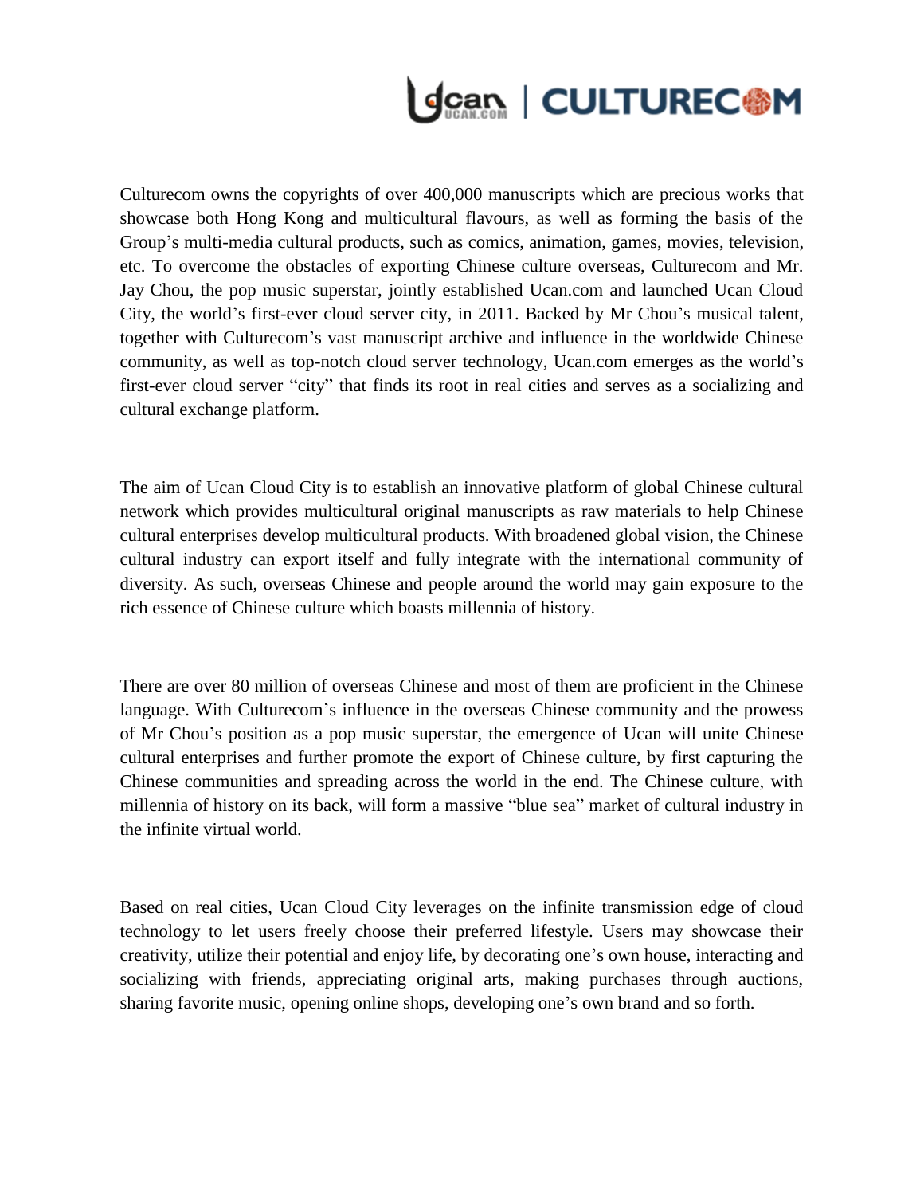Culturecom owns the copyrights of over 400,000 manuscripts which are precious works that showcase both Hong Kong and multicultural flavours, as well as forming the basis of the Group's multi-media cultural products, such as comics, animation, games, movies, television, etc. To overcome the obstacles of exporting Chinese culture overseas, Culturecom and Mr. Jay Chou, the pop music superstar, jointly established Ucan.com and launched Ucan Cloud City, the world's first-ever cloud server city, in 2011. Backed by Mr Chou's musical talent, together with Culturecom's vast manuscript archive and influence in the worldwide Chinese community, as well as top-notch cloud server technology, Ucan.com emerges as the world's first-ever cloud server "city" that finds its root in real cities and serves as a socializing and cultural exchange platform.

The aim of Ucan Cloud City is to establish an innovative platform of global Chinese cultural network which provides multicultural original manuscripts as raw materials to help Chinese cultural enterprises develop multicultural products. With broadened global vision, the Chinese cultural industry can export itself and fully integrate with the international community of diversity. As such, overseas Chinese and people around the world may gain exposure to the rich essence of Chinese culture which boasts millennia of history.

There are over 80 million of overseas Chinese and most of them are proficient in the Chinese language. With Culturecom's influence in the overseas Chinese community and the prowess of Mr Chou's position as a pop music superstar, the emergence of Ucan will unite Chinese cultural enterprises and further promote the export of Chinese culture, by first capturing the Chinese communities and spreading across the world in the end. The Chinese culture, with millennia of history on its back, will form a massive "blue sea" market of cultural industry in the infinite virtual world.

Based on real cities, Ucan Cloud City leverages on the infinite transmission edge of cloud technology to let users freely choose their preferred lifestyle. Users may showcase their creativity, utilize their potential and enjoy life, by decorating one's own house, interacting and socializing with friends, appreciating original arts, making purchases through auctions, sharing favorite music, opening online shops, developing one's own brand and so forth.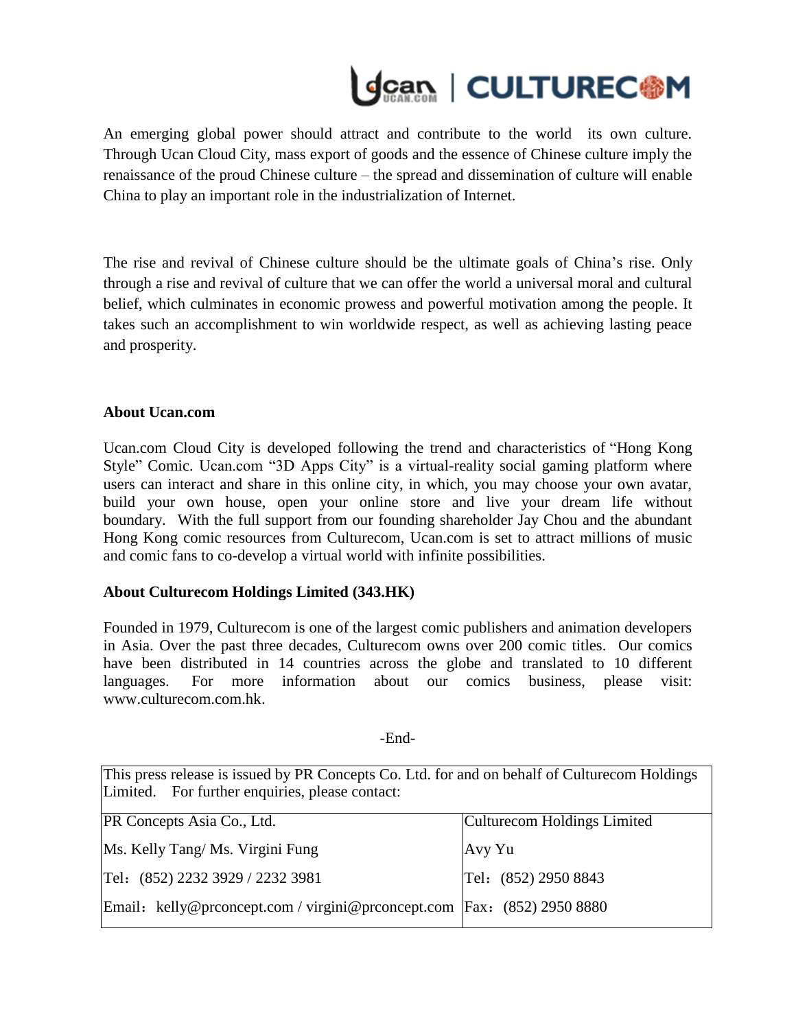An emerging global power should attract and contribute to the world its own culture. Through Ucan Cloud City, mass export of goods and the essence of Chinese culture imply the renaissance of the proud Chinese culture – the spread and dissemination of culture will enable China to play an important role in the industrialization of Internet.

The rise and revival of Chinese culture should be the ultimate goals of China's rise. Only through a rise and revival of culture that we can offer the world a universal moral and cultural belief, which culminates in economic prowess and powerful motivation among the people. It takes such an accomplishment to win worldwide respect, as well as achieving lasting peace and prosperity.

**About Ucan.com**

Ucan.com Cloud City is developed following the trend and characteristics of "Hong Kong Style" Comic. Ucan.com "3D Apps City" is a virtual-reality social gaming platform where users can interact and share in this online city, in which, you may choose your own avatar, build your own house, open your online store and live your dream life without boundary. With the full support from our founding shareholder Jay Chou and the abundant Hong Kong comic resources from Culturecom, Ucan.com is set to attract millions of music and comic fans to co-develop a virtual world with infinite possibilities.

**About Culturecom Holdings Limited (343.HK)**

Founded in 1979, Culturecom is one of the largest comic publishers and animation developers in Asia. Over the past three decades, Culturecom owns over 200 comic titles. Our comics have been distributed in 14 countries across the globe and translated to 10 different languages. For more information about our comics business, please visit: www.culturecom.com.hk.

-End-

| This press release is issued by PR Concepts Co. Ltd. for and on behalf of Culturecom Holdings Limited. For further enquiries, please contact: | |
|---|---|
| PR Concepts Asia Co., Ltd. | Culturecom Holdings Limited |
| Ms. Kelly Tang/ Ms. Virgini Fung | Avy Yu |
| Tel：(852) 2232 3929 / 2232 3981 | Tel：(852) 2950 8843 |
| Email：kelly@prconcept.com / virgini@prconcept.com | Fax：(852) 2950 8880 |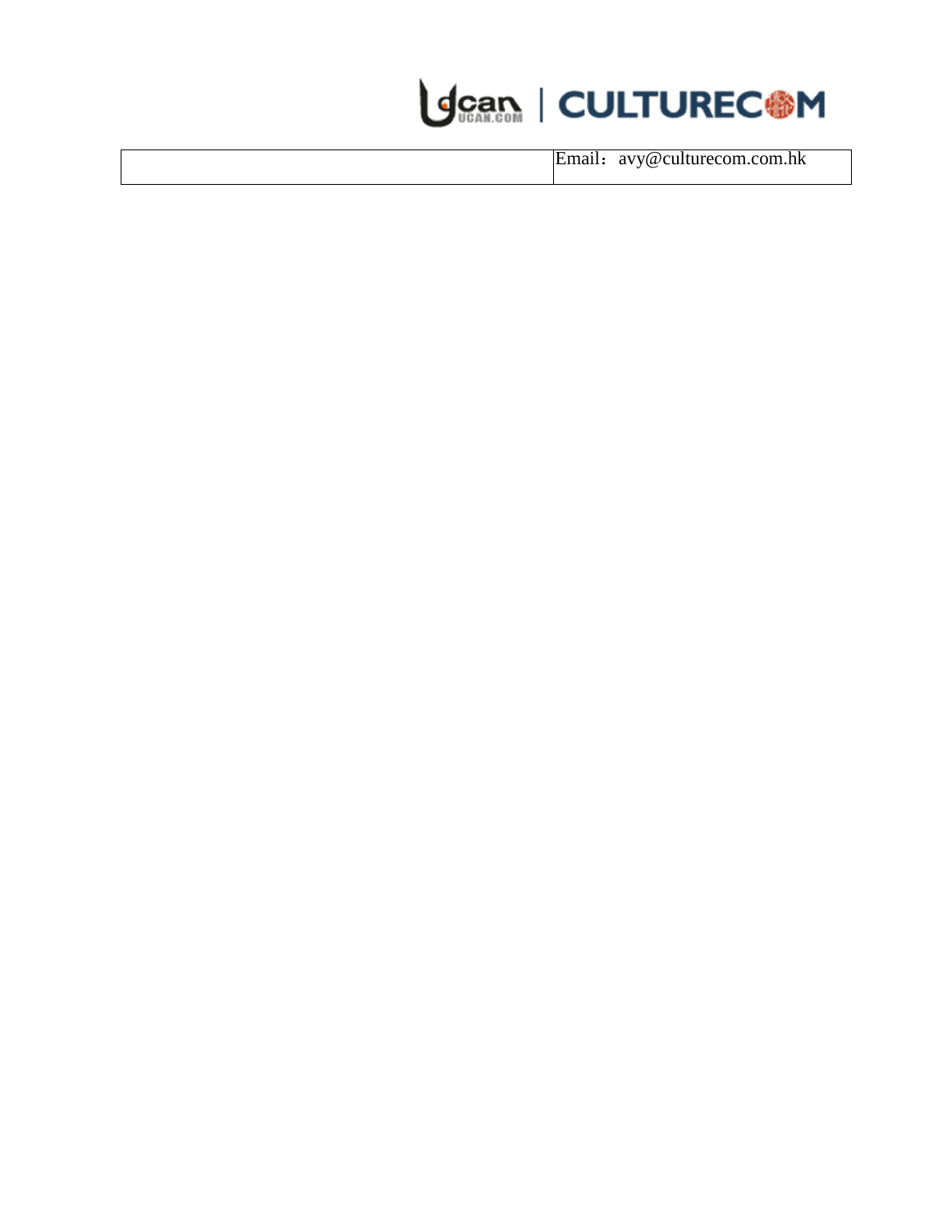| | |
|---|---|
| | Email：avy@culturecom.com.hk |